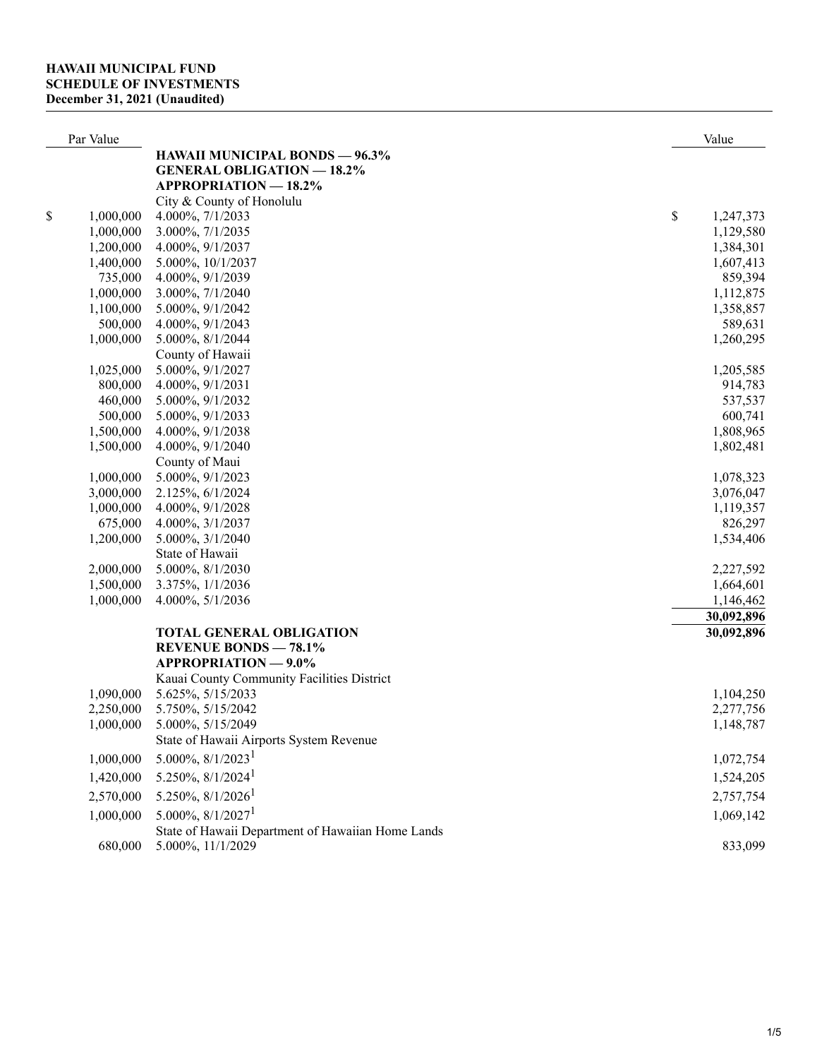**HAWAII MUNICIPAL FUND**
**SCHEDULE OF INVESTMENTS**
**December 31, 2021 (Unaudited)**

| Par Value | | Value |
|---|---|---|
| | **HAWAII MUNICIPAL BONDS — 96.3%** | |
| | **GENERAL OBLIGATION — 18.2%** | |
| | **APPROPRIATION — 18.2%** | |
| | City & County of Honolulu | |
| $ 1,000,000 | 4.000%, 7/1/2033 | $ 1,247,373 |
| 1,000,000 | 3.000%, 7/1/2035 | 1,129,580 |
| 1,200,000 | 4.000%, 9/1/2037 | 1,384,301 |
| 1,400,000 | 5.000%, 10/1/2037 | 1,607,413 |
| 735,000 | 4.000%, 9/1/2039 | 859,394 |
| 1,000,000 | 3.000%, 7/1/2040 | 1,112,875 |
| 1,100,000 | 5.000%, 9/1/2042 | 1,358,857 |
| 500,000 | 4.000%, 9/1/2043 | 589,631 |
| 1,000,000 | 5.000%, 8/1/2044 | 1,260,295 |
| | County of Hawaii | |
| 1,025,000 | 5.000%, 9/1/2027 | 1,205,585 |
| 800,000 | 4.000%, 9/1/2031 | 914,783 |
| 460,000 | 5.000%, 9/1/2032 | 537,537 |
| 500,000 | 5.000%, 9/1/2033 | 600,741 |
| 1,500,000 | 4.000%, 9/1/2038 | 1,808,965 |
| 1,500,000 | 4.000%, 9/1/2040 | 1,802,481 |
| | County of Maui | |
| 1,000,000 | 5.000%, 9/1/2023 | 1,078,323 |
| 3,000,000 | 2.125%, 6/1/2024 | 3,076,047 |
| 1,000,000 | 4.000%, 9/1/2028 | 1,119,357 |
| 675,000 | 4.000%, 3/1/2037 | 826,297 |
| 1,200,000 | 5.000%, 3/1/2040 | 1,534,406 |
| | State of Hawaii | |
| 2,000,000 | 5.000%, 8/1/2030 | 2,227,592 |
| 1,500,000 | 3.375%, 1/1/2036 | 1,664,601 |
| 1,000,000 | 4.000%, 5/1/2036 | 1,146,462 |
| | | **30,092,896** |
| | **TOTAL GENERAL OBLIGATION** | **30,092,896** |
| | **REVENUE BONDS — 78.1%** | |
| | **APPROPRIATION — 9.0%** | |
| | Kauai County Community Facilities District | |
| 1,090,000 | 5.625%, 5/15/2033 | 1,104,250 |
| 2,250,000 | 5.750%, 5/15/2042 | 2,277,756 |
| 1,000,000 | 5.000%, 5/15/2049 | 1,148,787 |
| | State of Hawaii Airports System Revenue | |
| 1,000,000 | 5.000%, 8/1/2023[1] | 1,072,754 |
| 1,420,000 | 5.250%, 8/1/2024[1] | 1,524,205 |
| 2,570,000 | 5.250%, 8/1/2026[1] | 2,757,754 |
| 1,000,000 | 5.000%, 8/1/2027[1] | 1,069,142 |
| | State of Hawaii Department of Hawaiian Home Lands | |
| 680,000 | 5.000%, 11/1/2029 | 833,099 |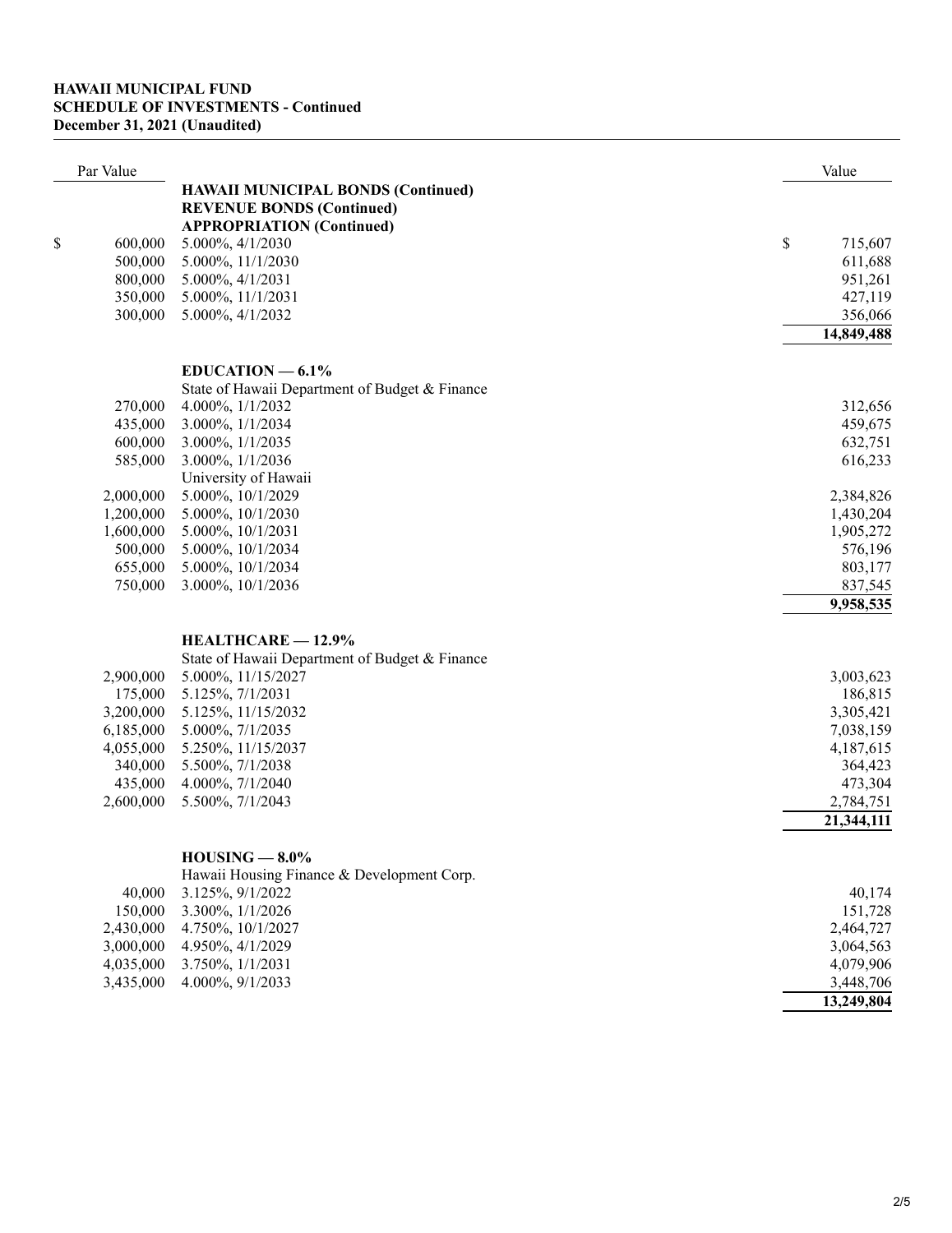**HAWAII MUNICIPAL FUND**
**SCHEDULE OF INVESTMENTS - Continued**
**December 31, 2021 (Unaudited)**

| Par Value | | Value |
|---|---|---|
| | **HAWAII MUNICIPAL BONDS (Continued)** | |
| | **REVENUE BONDS (Continued)** | |
| | **APPROPRIATION (Continued)** | |
| $ 600,000 | 5.000%, 4/1/2030 | $ 715,607 |
| 500,000 | 5.000%, 11/1/2030 | 611,688 |
| 800,000 | 5.000%, 4/1/2031 | 951,261 |
| 350,000 | 5.000%, 11/1/2031 | 427,119 |
| 300,000 | 5.000%, 4/1/2032 | 356,066 |
| | | **14,849,488** |
| | **EDUCATION — 6.1%** | |
| | State of Hawaii Department of Budget & Finance | |
| 270,000 | 4.000%, 1/1/2032 | 312,656 |
| 435,000 | 3.000%, 1/1/2034 | 459,675 |
| 600,000 | 3.000%, 1/1/2035 | 632,751 |
| 585,000 | 3.000%, 1/1/2036 | 616,233 |
| | University of Hawaii | |
| 2,000,000 | 5.000%, 10/1/2029 | 2,384,826 |
| 1,200,000 | 5.000%, 10/1/2030 | 1,430,204 |
| 1,600,000 | 5.000%, 10/1/2031 | 1,905,272 |
| 500,000 | 5.000%, 10/1/2034 | 576,196 |
| 655,000 | 5.000%, 10/1/2034 | 803,177 |
| 750,000 | 3.000%, 10/1/2036 | 837,545 |
| | | **9,958,535** |
| | **HEALTHCARE — 12.9%** | |
| | State of Hawaii Department of Budget & Finance | |
| 2,900,000 | 5.000%, 11/15/2027 | 3,003,623 |
| 175,000 | 5.125%, 7/1/2031 | 186,815 |
| 3,200,000 | 5.125%, 11/15/2032 | 3,305,421 |
| 6,185,000 | 5.000%, 7/1/2035 | 7,038,159 |
| 4,055,000 | 5.250%, 11/15/2037 | 4,187,615 |
| 340,000 | 5.500%, 7/1/2038 | 364,423 |
| 435,000 | 4.000%, 7/1/2040 | 473,304 |
| 2,600,000 | 5.500%, 7/1/2043 | 2,784,751 |
| | | **21,344,111** |
| | **HOUSING — 8.0%** | |
| | Hawaii Housing Finance & Development Corp. | |
| 40,000 | 3.125%, 9/1/2022 | 40,174 |
| 150,000 | 3.300%, 1/1/2026 | 151,728 |
| 2,430,000 | 4.750%, 10/1/2027 | 2,464,727 |
| 3,000,000 | 4.950%, 4/1/2029 | 3,064,563 |
| 4,035,000 | 3.750%, 1/1/2031 | 4,079,906 |
| 3,435,000 | 4.000%, 9/1/2033 | 3,448,706 |
| | | **13,249,804** |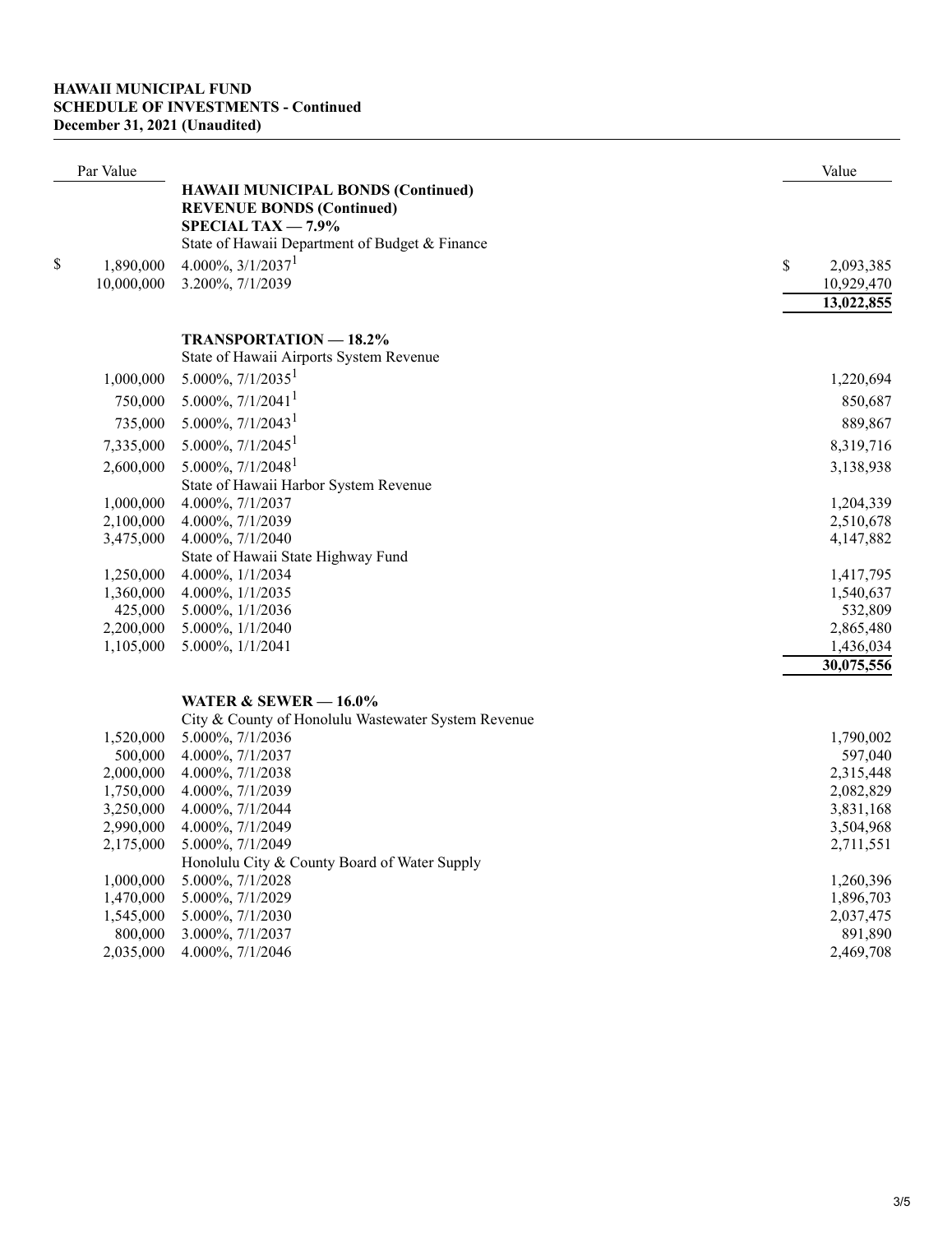**HAWAII MUNICIPAL FUND**
**SCHEDULE OF INVESTMENTS - Continued**
**December 31, 2021 (Unaudited)**

| Par Value | | Value |
|---|---|---|
| | **HAWAII MUNICIPAL BONDS (Continued)** | |
| | **REVENUE BONDS (Continued)** | |
| | **SPECIAL TAX — 7.9%** | |
| | State of Hawaii Department of Budget & Finance | |
| $ 1,890,000 | 4.000%, 3/1/2037[1] | $ 2,093,385 |
| 10,000,000 | 3.200%, 7/1/2039 | 10,929,470 |
| | | **13,022,855** |
| | **TRANSPORTATION — 18.2%** | |
| | State of Hawaii Airports System Revenue | |
| 1,000,000 | 5.000%, 7/1/2035[1] | 1,220,694 |
| 750,000 | 5.000%, 7/1/2041[1] | 850,687 |
| 735,000 | 5.000%, 7/1/2043[1] | 889,867 |
| 7,335,000 | 5.000%, 7/1/2045[1] | 8,319,716 |
| 2,600,000 | 5.000%, 7/1/2048[1] | 3,138,938 |
| | State of Hawaii Harbor System Revenue | |
| 1,000,000 | 4.000%, 7/1/2037 | 1,204,339 |
| 2,100,000 | 4.000%, 7/1/2039 | 2,510,678 |
| 3,475,000 | 4.000%, 7/1/2040 | 4,147,882 |
| | State of Hawaii State Highway Fund | |
| 1,250,000 | 4.000%, 1/1/2034 | 1,417,795 |
| 1,360,000 | 4.000%, 1/1/2035 | 1,540,637 |
| 425,000 | 5.000%, 1/1/2036 | 532,809 |
| 2,200,000 | 5.000%, 1/1/2040 | 2,865,480 |
| 1,105,000 | 5.000%, 1/1/2041 | 1,436,034 |
| | | **30,075,556** |
| | **WATER & SEWER — 16.0%** | |
| | City & County of Honolulu Wastewater System Revenue | |
| 1,520,000 | 5.000%, 7/1/2036 | 1,790,002 |
| 500,000 | 4.000%, 7/1/2037 | 597,040 |
| 2,000,000 | 4.000%, 7/1/2038 | 2,315,448 |
| 1,750,000 | 4.000%, 7/1/2039 | 2,082,829 |
| 3,250,000 | 4.000%, 7/1/2044 | 3,831,168 |
| 2,990,000 | 4.000%, 7/1/2049 | 3,504,968 |
| 2,175,000 | 5.000%, 7/1/2049 | 2,711,551 |
| | Honolulu City & County Board of Water Supply | |
| 1,000,000 | 5.000%, 7/1/2028 | 1,260,396 |
| 1,470,000 | 5.000%, 7/1/2029 | 1,896,703 |
| 1,545,000 | 5.000%, 7/1/2030 | 2,037,475 |
| 800,000 | 3.000%, 7/1/2037 | 891,890 |
| 2,035,000 | 4.000%, 7/1/2046 | 2,469,708 |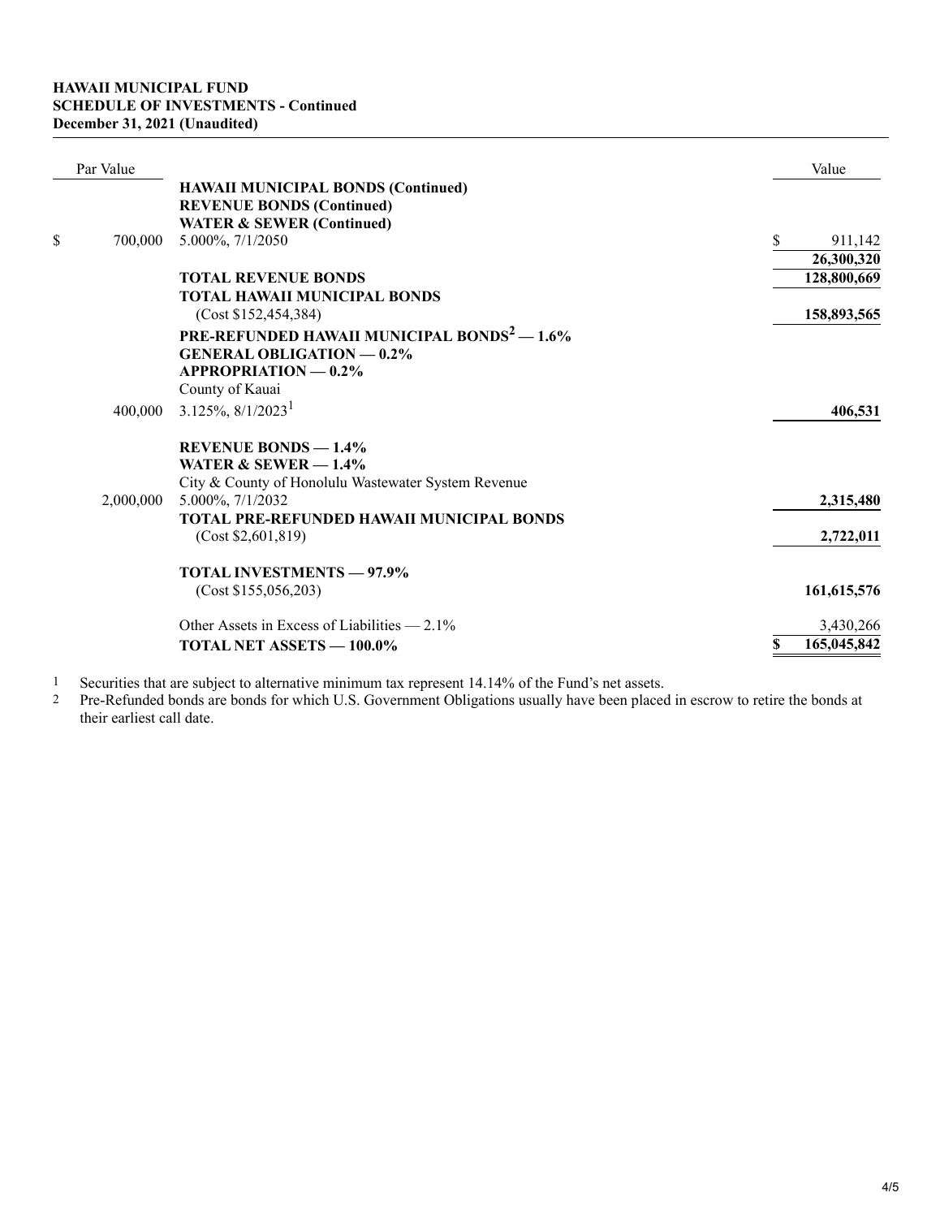**HAWAII MUNICIPAL FUND**
**SCHEDULE OF INVESTMENTS - Continued**
**December 31, 2021 (Unaudited)**

| Par Value | | Value |
|---|---|---|
| | **HAWAII MUNICIPAL BONDS (Continued)** | |
| | **REVENUE BONDS (Continued)** | |
| | **WATER & SEWER (Continued)** | |
| $ 700,000 | 5.000%, 7/1/2050 | $ 911,142 |
| | | **26,300,320** |
| | **TOTAL REVENUE BONDS** | **128,800,669** |
| | **TOTAL HAWAII MUNICIPAL BONDS** | |
| | (Cost $152,454,384) | **158,893,565** |
| | **PRE-REFUNDED HAWAII MUNICIPAL BONDS[2] — 1.6%** | |
| | **GENERAL OBLIGATION — 0.2%** | |
| | **APPROPRIATION — 0.2%** | |
| | County of Kauai | |
| 400,000 | 3.125%, 8/1/2023[1] | **406,531** |
| | **REVENUE BONDS — 1.4%** | |
| | **WATER & SEWER — 1.4%** | |
| | City & County of Honolulu Wastewater System Revenue | |
| 2,000,000 | 5.000%, 7/1/2032 | **2,315,480** |
| | **TOTAL PRE-REFUNDED HAWAII MUNICIPAL BONDS** | |
| | (Cost $2,601,819) | **2,722,011** |
| | **TOTAL INVESTMENTS — 97.9%** | |
| | (Cost $155,056,203) | **161,615,576** |
| | Other Assets in Excess of Liabilities — 2.1% | 3,430,266 |
| | **TOTAL NET ASSETS — 100.0%** | **$ 165,045,842** |

1 Securities that are subject to alternative minimum tax represent 14.14% of the Fund's net assets.

2 Pre-Refunded bonds are bonds for which U.S. Government Obligations usually have been placed in escrow to retire the bonds at their earliest call date.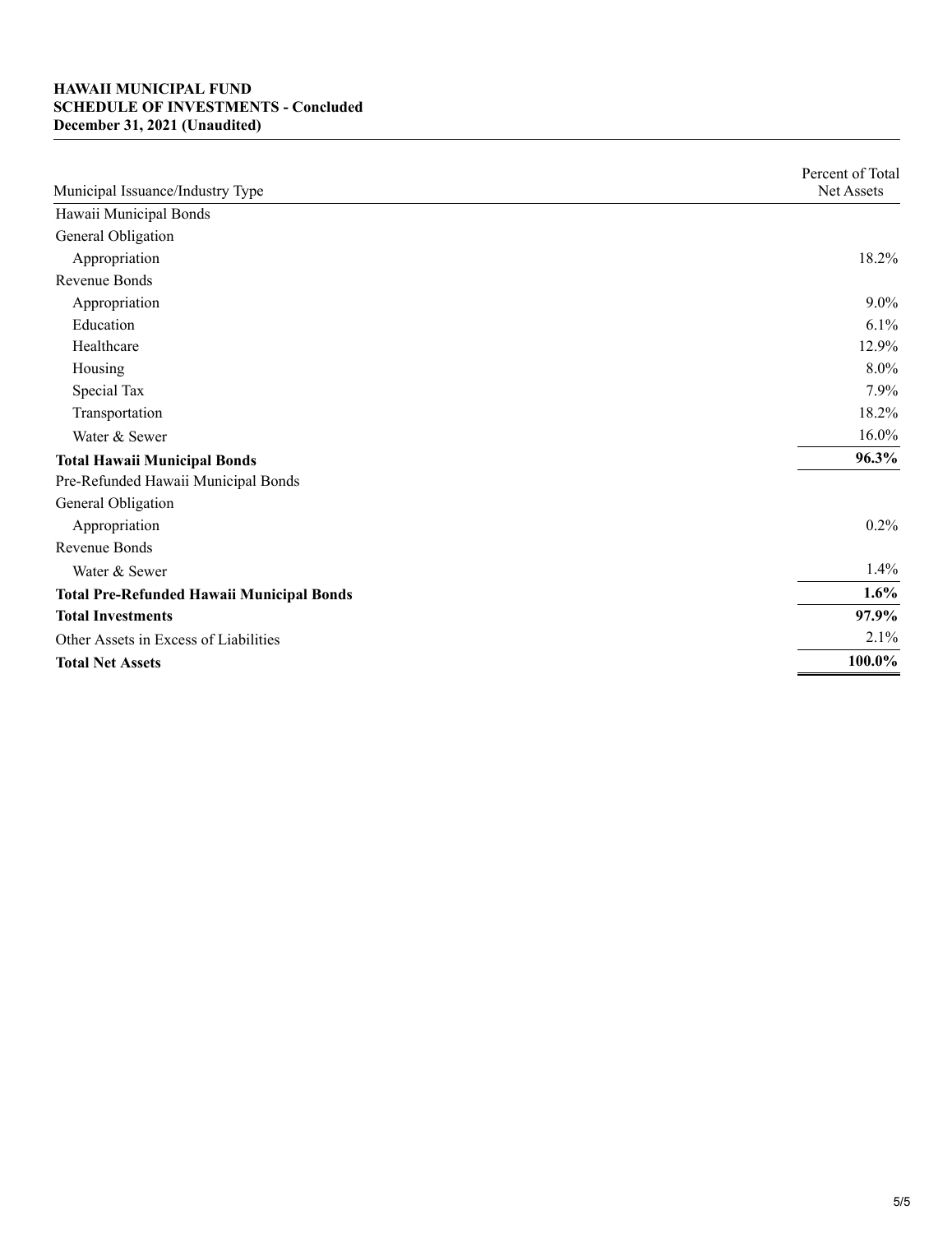**HAWAII MUNICIPAL FUND**
**SCHEDULE OF INVESTMENTS - Concluded**
**December 31, 2021 (Unaudited)**

| Municipal Issuance/Industry Type | Percent of Total Net Assets |
|---|---|
| Hawaii Municipal Bonds | |
| General Obligation | |
| Appropriation | 18.2% |
| Revenue Bonds | |
| Appropriation | 9.0% |
| Education | 6.1% |
| Healthcare | 12.9% |
| Housing | 8.0% |
| Special Tax | 7.9% |
| Transportation | 18.2% |
| Water & Sewer | 16.0% |
| **Total Hawaii Municipal Bonds** | **96.3%** |
| Pre-Refunded Hawaii Municipal Bonds | |
| General Obligation | |
| Appropriation | 0.2% |
| Revenue Bonds | |
| Water & Sewer | 1.4% |
| **Total Pre-Refunded Hawaii Municipal Bonds** | **1.6%** |
| **Total Investments** | **97.9%** |
| Other Assets in Excess of Liabilities | 2.1% |
| **Total Net Assets** | **100.0%** |